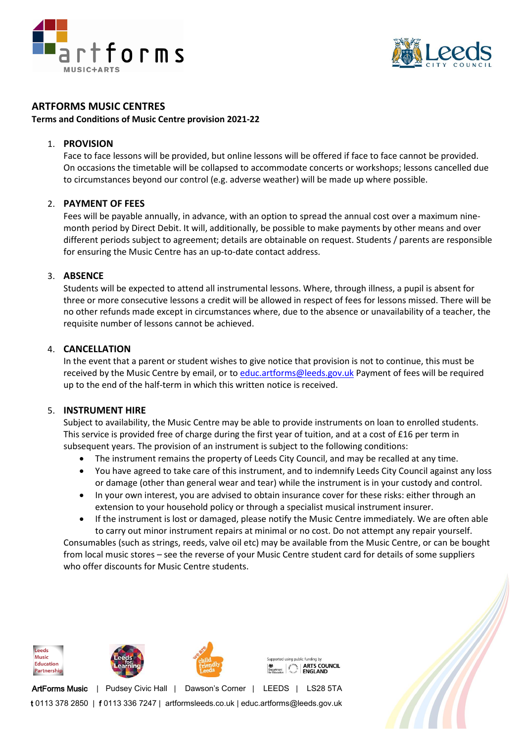# ARTFORMS MUSIC CENTRES

**Terms and Conditions of Music Centre provision 2021-22**

1. **PROVISION**
   Face to face lessons will be provided, but online lessons will be offered if face to face cannot be provided. On occasions the timetable will be collapsed to accommodate concerts or workshops; lessons cancelled due to circumstances beyond our control (e.g. adverse weather) will be made up where possible.

2. **PAYMENT OF FEES**
   Fees will be payable annually, in advance, with an option to spread the annual cost over a maximum nine-month period by Direct Debit. It will, additionally, be possible to make payments by other means and over different periods subject to agreement; details are obtainable on request. Students / parents are responsible for ensuring the Music Centre has an up-to-date contact address.

3. **ABSENCE**
   Students will be expected to attend all instrumental lessons. Where, through illness, a pupil is absent for three or more consecutive lessons a credit will be allowed in respect of fees for lessons missed. There will be no other refunds made except in circumstances where, due to the absence or unavailability of a teacher, the requisite number of lessons cannot be achieved.

4. **CANCELLATION**
   In the event that a parent or student wishes to give notice that provision is not to continue, this must be received by the Music Centre by email, or to educ.artforms@leeds.gov.uk Payment of fees will be required up to the end of the half-term in which this written notice is received.

5. **INSTRUMENT HIRE**
   Subject to availability, the Music Centre may be able to provide instruments on loan to enrolled students. This service is provided free of charge during the first year of tuition, and at a cost of £16 per term in subsequent years. The provision of an instrument is subject to the following conditions:
   - The instrument remains the property of Leeds City Council, and may be recalled at any time.
   - You have agreed to take care of this instrument, and to indemnify Leeds City Council against any loss or damage (other than general wear and tear) while the instrument is in your custody and control.
   - In your own interest, you are advised to obtain insurance cover for these risks: either through an extension to your household policy or through a specialist musical instrument insurer.
   - If the instrument is lost or damaged, please notify the Music Centre immediately. We are often able to carry out minor instrument repairs at minimal or no cost. Do not attempt any repair yourself.

   Consumables (such as strings, reeds, valve oil etc) may be available from the Music Centre, or can be bought from local music stores – see the reverse of your Music Centre student card for details of some suppliers who offer discounts for Music Centre students.

ArtForms Music | Pudsey Civic Hall | Dawson's Corner | LEEDS | LS28 5TA
**t** 0113 378 2850 | **f** 0113 336 7247 | artformsleeds.co.uk | educ.artforms@leeds.gov.uk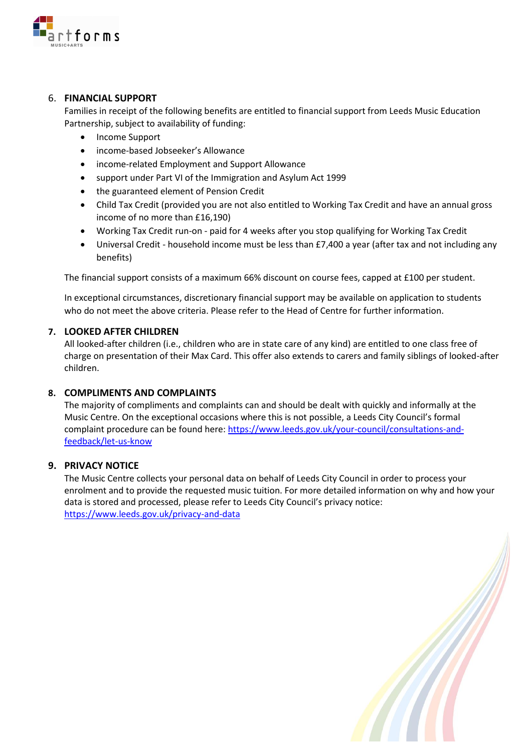6. **FINANCIAL SUPPORT**

Families in receipt of the following benefits are entitled to financial support from Leeds Music Education Partnership, subject to availability of funding:

- Income Support
- income-based Jobseeker's Allowance
- income-related Employment and Support Allowance
- support under Part VI of the Immigration and Asylum Act 1999
- the guaranteed element of Pension Credit
- Child Tax Credit (provided you are not also entitled to Working Tax Credit and have an annual gross income of no more than £16,190)
- Working Tax Credit run-on - paid for 4 weeks after you stop qualifying for Working Tax Credit
- Universal Credit - household income must be less than £7,400 a year (after tax and not including any benefits)

The financial support consists of a maximum 66% discount on course fees, capped at £100 per student.

In exceptional circumstances, discretionary financial support may be available on application to students who do not meet the above criteria. Please refer to the Head of Centre for further information.

7. **LOOKED AFTER CHILDREN**

All looked-after children (i.e., children who are in state care of any kind) are entitled to one class free of charge on presentation of their Max Card. This offer also extends to carers and family siblings of looked-after children.

8. **COMPLIMENTS AND COMPLAINTS**

The majority of compliments and complaints can and should be dealt with quickly and informally at the Music Centre. On the exceptional occasions where this is not possible, a Leeds City Council's formal complaint procedure can be found here: https://www.leeds.gov.uk/your-council/consultations-and-feedback/let-us-know

9. **PRIVACY NOTICE**

The Music Centre collects your personal data on behalf of Leeds City Council in order to process your enrolment and to provide the requested music tuition. For more detailed information on why and how your data is stored and processed, please refer to Leeds City Council's privacy notice: https://www.leeds.gov.uk/privacy-and-data